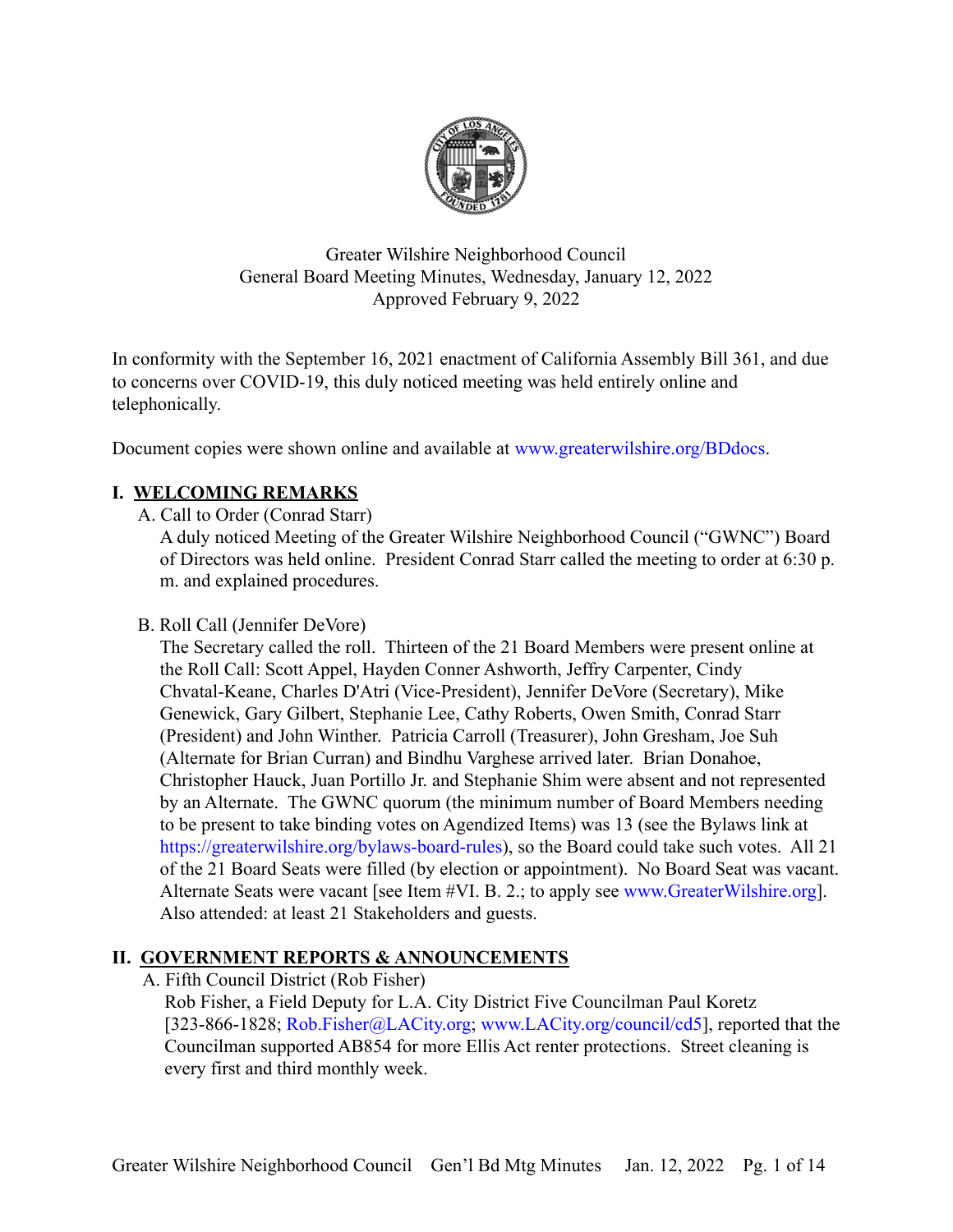Greater Wilshire Neighborhood Council
General Board Meeting Minutes, Wednesday, January 12, 2022
Approved February 9, 2022

In conformity with the September 16, 2021 enactment of California Assembly Bill 361, and due to concerns over COVID-19, this duly noticed meeting was held entirely online and telephonically.

Document copies were shown online and available at www.greaterwilshire.org/BDdocs.

## I. WELCOMING REMARKS

A. Call to Order (Conrad Starr)
A duly noticed Meeting of the Greater Wilshire Neighborhood Council ("GWNC") Board of Directors was held online. President Conrad Starr called the meeting to order at 6:30 p. m. and explained procedures.

B. Roll Call (Jennifer DeVore)
The Secretary called the roll. Thirteen of the 21 Board Members were present online at the Roll Call: Scott Appel, Hayden Conner Ashworth, Jeffry Carpenter, Cindy Chvatal-Keane, Charles D'Atri (Vice-President), Jennifer DeVore (Secretary), Mike Genewick, Gary Gilbert, Stephanie Lee, Cathy Roberts, Owen Smith, Conrad Starr (President) and John Winther. Patricia Carroll (Treasurer), John Gresham, Joe Suh (Alternate for Brian Curran) and Bindhu Varghese arrived later. Brian Donahoe, Christopher Hauck, Juan Portillo Jr. and Stephanie Shim were absent and not represented by an Alternate. The GWNC quorum (the minimum number of Board Members needing to be present to take binding votes on Agendized Items) was 13 (see the Bylaws link at https://greaterwilshire.org/bylaws-board-rules), so the Board could take such votes. All 21 of the 21 Board Seats were filled (by election or appointment). No Board Seat was vacant. Alternate Seats were vacant [see Item #VI. B. 2.; to apply see www.GreaterWilshire.org]. Also attended: at least 21 Stakeholders and guests.

## II. GOVERNMENT REPORTS & ANNOUNCEMENTS

A. Fifth Council District (Rob Fisher)
Rob Fisher, a Field Deputy for L.A. City District Five Councilman Paul Koretz [323-866-1828; Rob.Fisher@LACity.org; www.LACity.org/council/cd5], reported that the Councilman supported AB854 for more Ellis Act renter protections. Street cleaning is every first and third monthly week.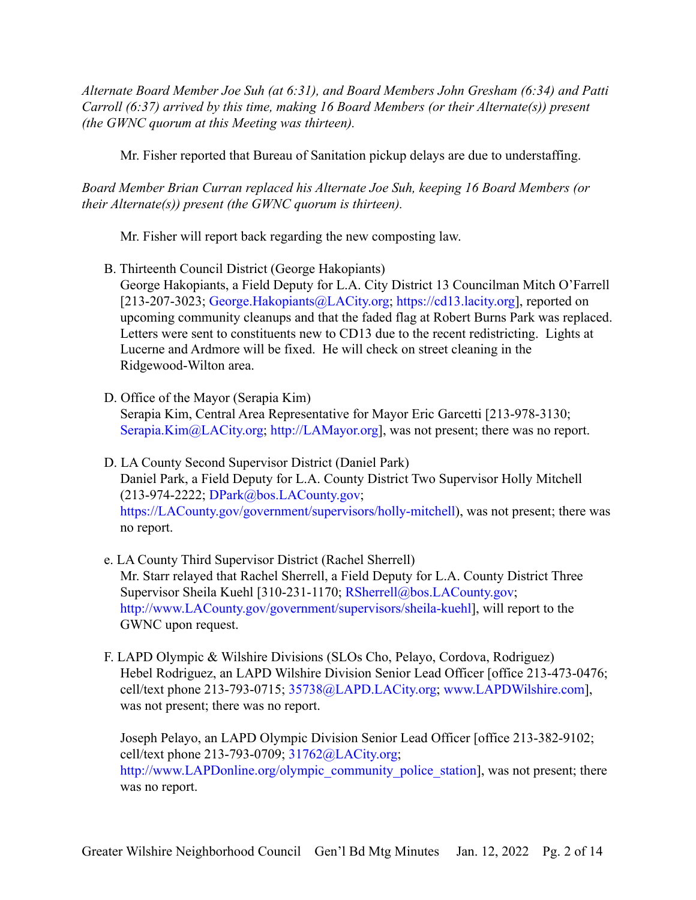*Alternate Board Member Joe Suh (at 6:31), and Board Members John Gresham (6:34) and Patti Carroll (6:37) arrived by this time, making 16 Board Members (or their Alternate(s)) present (the GWNC quorum at this Meeting was thirteen).*

Mr. Fisher reported that Bureau of Sanitation pickup delays are due to understaffing.

*Board Member Brian Curran replaced his Alternate Joe Suh, keeping 16 Board Members (or their Alternate(s)) present (the GWNC quorum is thirteen).*

Mr. Fisher will report back regarding the new composting law.

B. Thirteenth Council District (George Hakopiants)
George Hakopiants, a Field Deputy for L.A. City District 13 Councilman Mitch O'Farrell [213-207-3023; George.Hakopiants@LACity.org; https://cd13.lacity.org], reported on upcoming community cleanups and that the faded flag at Robert Burns Park was replaced. Letters were sent to constituents new to CD13 due to the recent redistricting. Lights at Lucerne and Ardmore will be fixed. He will check on street cleaning in the Ridgewood-Wilton area.

D. Office of the Mayor (Serapia Kim)
Serapia Kim, Central Area Representative for Mayor Eric Garcetti [213-978-3130; Serapia.Kim@LACity.org; http://LAMayor.org], was not present; there was no report.

D. LA County Second Supervisor District (Daniel Park)
Daniel Park, a Field Deputy for L.A. County District Two Supervisor Holly Mitchell (213-974-2222; DPark@bos.LACounty.gov; https://LACounty.gov/government/supervisors/holly-mitchell), was not present; there was no report.

e. LA County Third Supervisor District (Rachel Sherrell)
Mr. Starr relayed that Rachel Sherrell, a Field Deputy for L.A. County District Three Supervisor Sheila Kuehl [310-231-1170; RSherrell@bos.LACounty.gov; http://www.LACounty.gov/government/supervisors/sheila-kuehl], will report to the GWNC upon request.

F. LAPD Olympic & Wilshire Divisions (SLOs Cho, Pelayo, Cordova, Rodriguez)
Hebel Rodriguez, an LAPD Wilshire Division Senior Lead Officer [office 213-473-0476; cell/text phone 213-793-0715; 35738@LAPD.LACity.org; www.LAPDWilshire.com], was not present; there was no report.

Joseph Pelayo, an LAPD Olympic Division Senior Lead Officer [office 213-382-9102; cell/text phone 213-793-0709; 31762@LACity.org; http://www.LAPDonline.org/olympic_community_police_station], was not present; there was no report.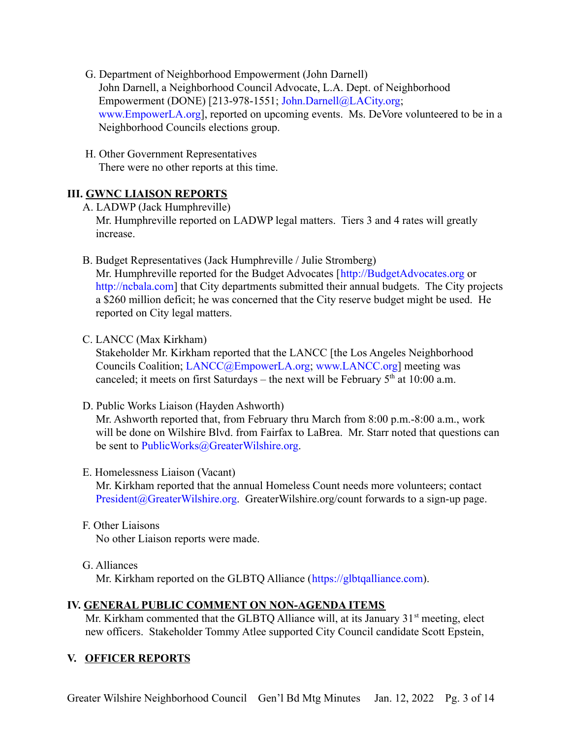G. Department of Neighborhood Empowerment (John Darnell)
John Darnell, a Neighborhood Council Advocate, L.A. Dept. of Neighborhood Empowerment (DONE) [213-978-1551; John.Darnell@LACity.org; www.EmpowerLA.org], reported on upcoming events. Ms. DeVore volunteered to be in a Neighborhood Councils elections group.

H. Other Government Representatives
There were no other reports at this time.

## III. GWNC LIAISON REPORTS

A. LADWP (Jack Humphreville)
Mr. Humphreville reported on LADWP legal matters. Tiers 3 and 4 rates will greatly increase.

B. Budget Representatives (Jack Humphreville / Julie Stromberg)
Mr. Humphreville reported for the Budget Advocates [http://BudgetAdvocates.org or http://ncbala.com] that City departments submitted their annual budgets. The City projects a $260 million deficit; he was concerned that the City reserve budget might be used. He reported on City legal matters.

C. LANCC (Max Kirkham)
Stakeholder Mr. Kirkham reported that the LANCC [the Los Angeles Neighborhood Councils Coalition; LANCC@EmpowerLA.org; www.LANCC.org] meeting was canceled; it meets on first Saturdays – the next will be February 5th at 10:00 a.m.

D. Public Works Liaison (Hayden Ashworth)
Mr. Ashworth reported that, from February thru March from 8:00 p.m.-8:00 a.m., work will be done on Wilshire Blvd. from Fairfax to LaBrea. Mr. Starr noted that questions can be sent to PublicWorks@GreaterWilshire.org.

E. Homelessness Liaison (Vacant)
Mr. Kirkham reported that the annual Homeless Count needs more volunteers; contact President@GreaterWilshire.org. GreaterWilshire.org/count forwards to a sign-up page.

F. Other Liaisons
No other Liaison reports were made.

G. Alliances
Mr. Kirkham reported on the GLBTQ Alliance (https://glbtqalliance.com).

## IV. GENERAL PUBLIC COMMENT ON NON-AGENDA ITEMS

Mr. Kirkham commented that the GLBTQ Alliance will, at its January 31st meeting, elect new officers. Stakeholder Tommy Atlee supported City Council candidate Scott Epstein,

## V. OFFICER REPORTS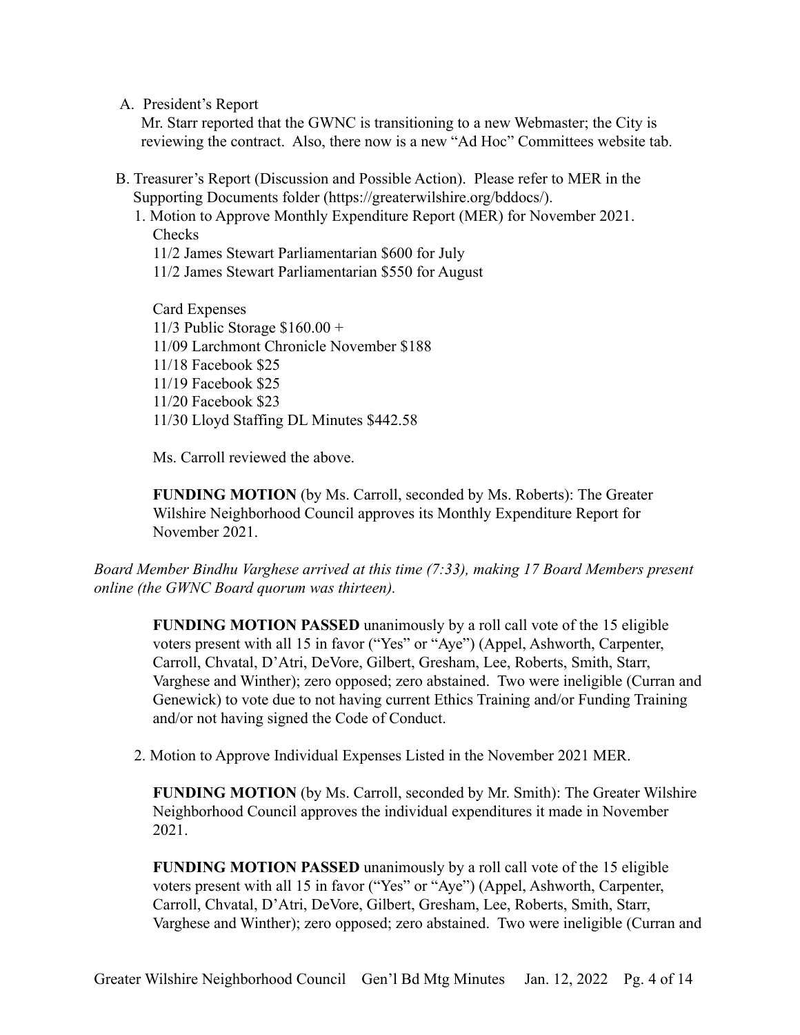A. President's Report

Mr. Starr reported that the GWNC is transitioning to a new Webmaster; the City is reviewing the contract. Also, there now is a new "Ad Hoc" Committees website tab.

B. Treasurer's Report (Discussion and Possible Action). Please refer to MER in the Supporting Documents folder (https://greaterwilshire.org/bddocs/).

1. Motion to Approve Monthly Expenditure Report (MER) for November 2021.

Checks
11/2 James Stewart Parliamentarian $600 for July
11/2 James Stewart Parliamentarian $550 for August

Card Expenses
11/3 Public Storage $160.00 +
11/09 Larchmont Chronicle November $188
11/18 Facebook $25
11/19 Facebook $25
11/20 Facebook $23
11/30 Lloyd Staffing DL Minutes $442.58

Ms. Carroll reviewed the above.

**FUNDING MOTION** (by Ms. Carroll, seconded by Ms. Roberts): The Greater Wilshire Neighborhood Council approves its Monthly Expenditure Report for November 2021.

*Board Member Bindhu Varghese arrived at this time (7:33), making 17 Board Members present online (the GWNC Board quorum was thirteen).*

**FUNDING MOTION PASSED** unanimously by a roll call vote of the 15 eligible voters present with all 15 in favor ("Yes" or "Aye") (Appel, Ashworth, Carpenter, Carroll, Chvatal, D'Atri, DeVore, Gilbert, Gresham, Lee, Roberts, Smith, Starr, Varghese and Winther); zero opposed; zero abstained. Two were ineligible (Curran and Genewick) to vote due to not having current Ethics Training and/or Funding Training and/or not having signed the Code of Conduct.

2. Motion to Approve Individual Expenses Listed in the November 2021 MER.

**FUNDING MOTION** (by Ms. Carroll, seconded by Mr. Smith): The Greater Wilshire Neighborhood Council approves the individual expenditures it made in November 2021.

**FUNDING MOTION PASSED** unanimously by a roll call vote of the 15 eligible voters present with all 15 in favor ("Yes" or "Aye") (Appel, Ashworth, Carpenter, Carroll, Chvatal, D'Atri, DeVore, Gilbert, Gresham, Lee, Roberts, Smith, Starr, Varghese and Winther); zero opposed; zero abstained. Two were ineligible (Curran and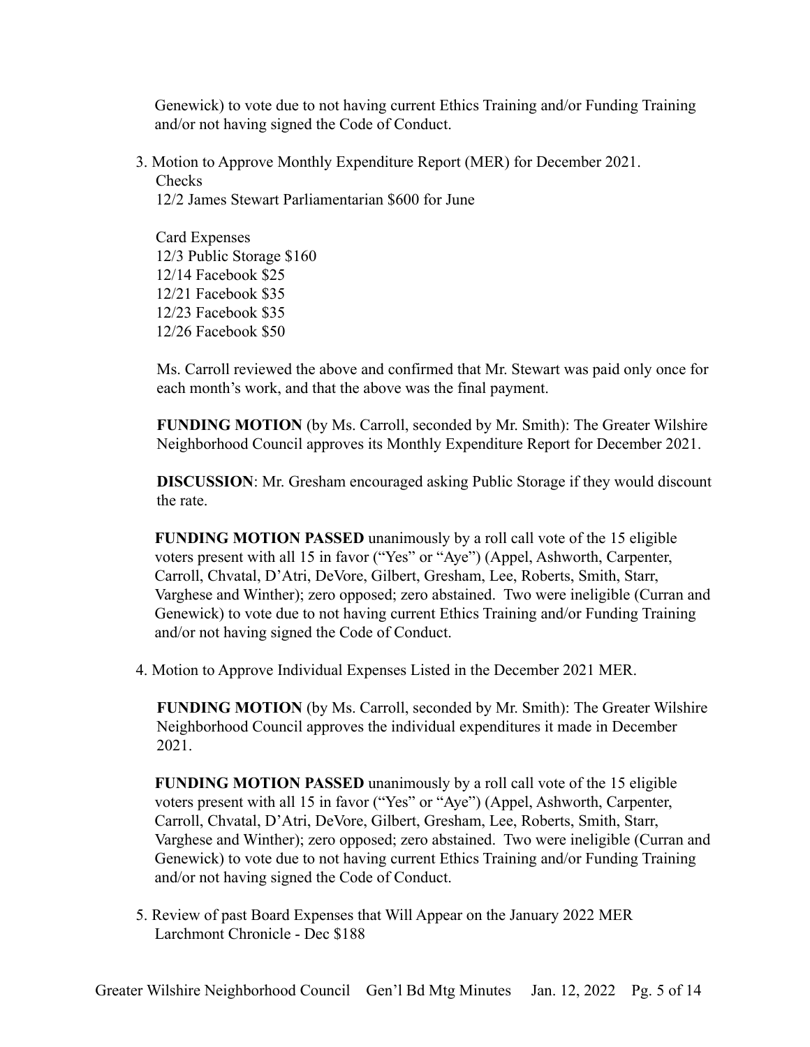Genewick) to vote due to not having current Ethics Training and/or Funding Training and/or not having signed the Code of Conduct.

3. Motion to Approve Monthly Expenditure Report (MER) for December 2021.
   Checks
   12/2 James Stewart Parliamentarian $600 for June

   Card Expenses
   12/3 Public Storage $160
   12/14 Facebook $25
   12/21 Facebook $35
   12/23 Facebook $35
   12/26 Facebook $50

   Ms. Carroll reviewed the above and confirmed that Mr. Stewart was paid only once for each month's work, and that the above was the final payment.

   **FUNDING MOTION** (by Ms. Carroll, seconded by Mr. Smith): The Greater Wilshire Neighborhood Council approves its Monthly Expenditure Report for December 2021.

   **DISCUSSION**: Mr. Gresham encouraged asking Public Storage if they would discount the rate.

   **FUNDING MOTION PASSED** unanimously by a roll call vote of the 15 eligible voters present with all 15 in favor ("Yes" or "Aye") (Appel, Ashworth, Carpenter, Carroll, Chvatal, D'Atri, DeVore, Gilbert, Gresham, Lee, Roberts, Smith, Starr, Varghese and Winther); zero opposed; zero abstained. Two were ineligible (Curran and Genewick) to vote due to not having current Ethics Training and/or Funding Training and/or not having signed the Code of Conduct.

4. Motion to Approve Individual Expenses Listed in the December 2021 MER.

   **FUNDING MOTION** (by Ms. Carroll, seconded by Mr. Smith): The Greater Wilshire Neighborhood Council approves the individual expenditures it made in December 2021.

   **FUNDING MOTION PASSED** unanimously by a roll call vote of the 15 eligible voters present with all 15 in favor ("Yes" or "Aye") (Appel, Ashworth, Carpenter, Carroll, Chvatal, D'Atri, DeVore, Gilbert, Gresham, Lee, Roberts, Smith, Starr, Varghese and Winther); zero opposed; zero abstained. Two were ineligible (Curran and Genewick) to vote due to not having current Ethics Training and/or Funding Training and/or not having signed the Code of Conduct.

5. Review of past Board Expenses that Will Appear on the January 2022 MER
   Larchmont Chronicle - Dec $188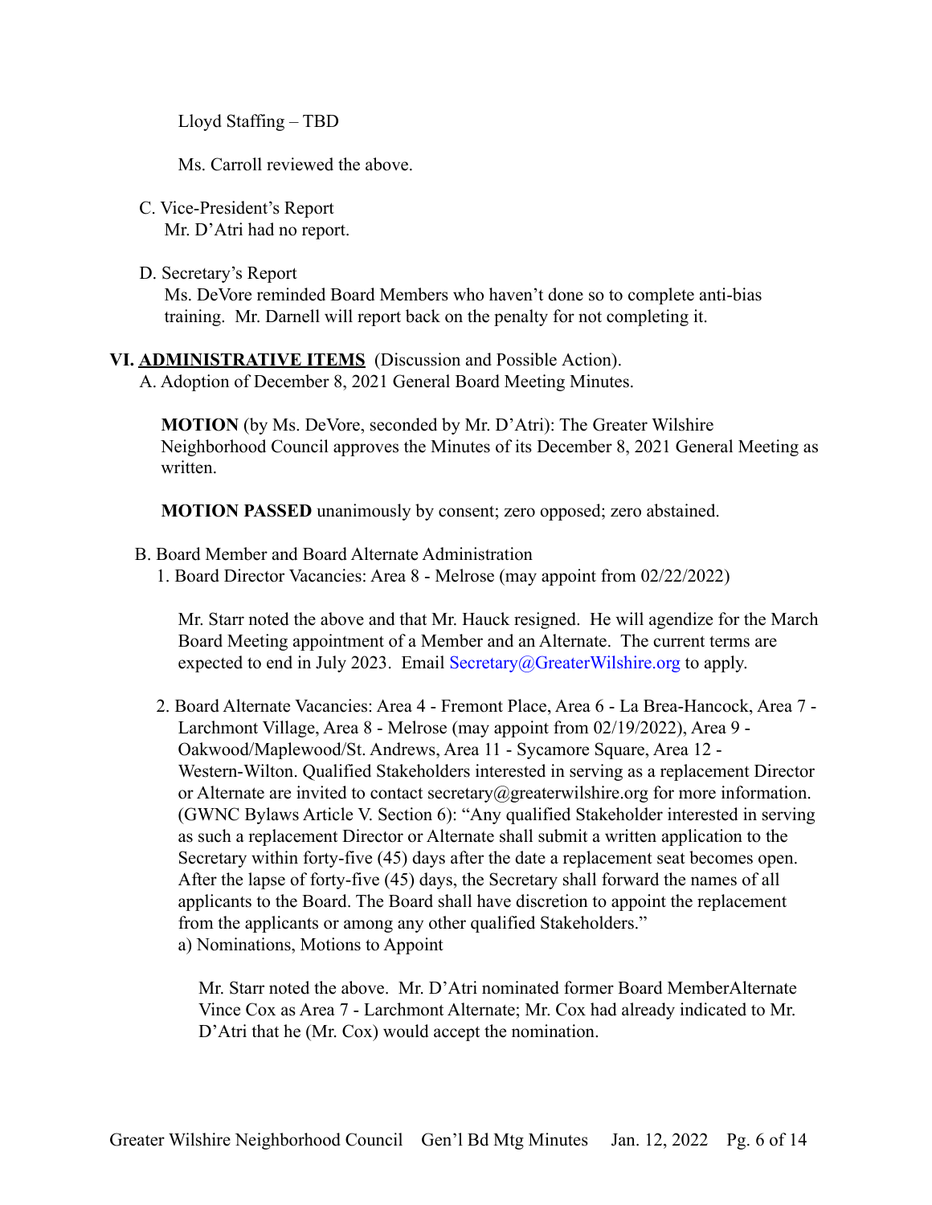Lloyd Staffing – TBD

Ms. Carroll reviewed the above.

C. Vice-President's Report
Mr. D'Atri had no report.

D. Secretary's Report
Ms. DeVore reminded Board Members who haven't done so to complete anti-bias training. Mr. Darnell will report back on the penalty for not completing it.

**VI. <u>ADMINISTRATIVE ITEMS</u>** (Discussion and Possible Action).

A. Adoption of December 8, 2021 General Board Meeting Minutes.

**MOTION** (by Ms. DeVore, seconded by Mr. D'Atri): The Greater Wilshire Neighborhood Council approves the Minutes of its December 8, 2021 General Meeting as written.

**MOTION PASSED** unanimously by consent; zero opposed; zero abstained.

B. Board Member and Board Alternate Administration

1. Board Director Vacancies: Area 8 - Melrose (may appoint from 02/22/2022)

Mr. Starr noted the above and that Mr. Hauck resigned. He will agendize for the March Board Meeting appointment of a Member and an Alternate. The current terms are expected to end in July 2023. Email Secretary@GreaterWilshire.org to apply.

2. Board Alternate Vacancies: Area 4 - Fremont Place, Area 6 - La Brea-Hancock, Area 7 - Larchmont Village, Area 8 - Melrose (may appoint from 02/19/2022), Area 9 - Oakwood/Maplewood/St. Andrews, Area 11 - Sycamore Square, Area 12 - Western-Wilton. Qualified Stakeholders interested in serving as a replacement Director or Alternate are invited to contact secretary@greaterwilshire.org for more information. (GWNC Bylaws Article V. Section 6): "Any qualified Stakeholder interested in serving as such a replacement Director or Alternate shall submit a written application to the Secretary within forty-five (45) days after the date a replacement seat becomes open. After the lapse of forty-five (45) days, the Secretary shall forward the names of all applicants to the Board. The Board shall have discretion to appoint the replacement from the applicants or among any other qualified Stakeholders."

a) Nominations, Motions to Appoint

Mr. Starr noted the above. Mr. D'Atri nominated former Board MemberAlternate Vince Cox as Area 7 - Larchmont Alternate; Mr. Cox had already indicated to Mr. D'Atri that he (Mr. Cox) would accept the nomination.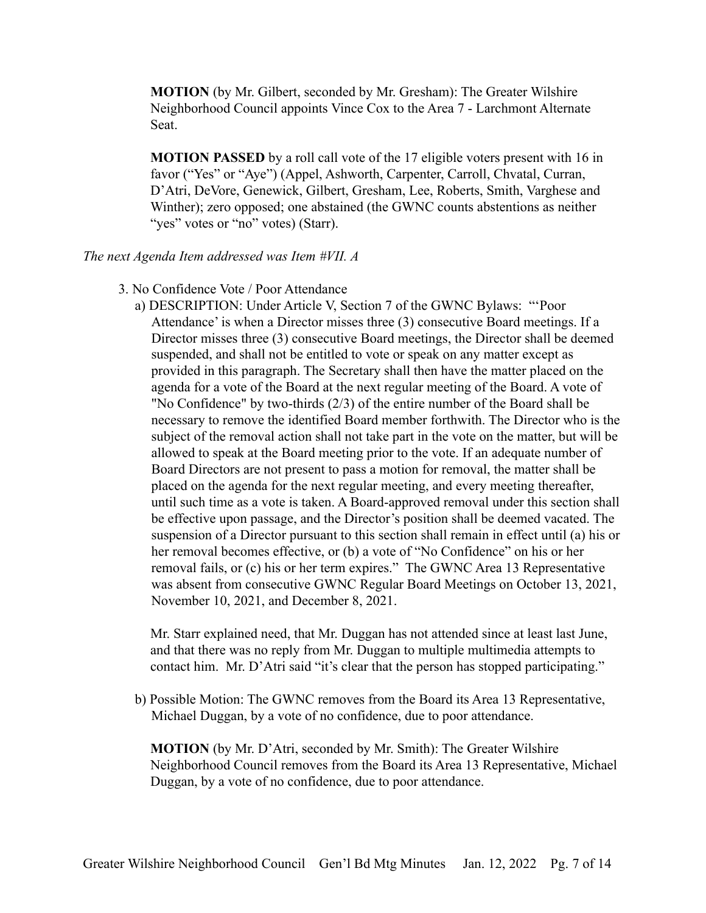**MOTION** (by Mr. Gilbert, seconded by Mr. Gresham): The Greater Wilshire Neighborhood Council appoints Vince Cox to the Area 7 - Larchmont Alternate Seat.

**MOTION PASSED** by a roll call vote of the 17 eligible voters present with 16 in favor ("Yes" or "Aye") (Appel, Ashworth, Carpenter, Carroll, Chvatal, Curran, D'Atri, DeVore, Genewick, Gilbert, Gresham, Lee, Roberts, Smith, Varghese and Winther); zero opposed; one abstained (the GWNC counts abstentions as neither "yes" votes or "no" votes) (Starr).

*The next Agenda Item addressed was Item #VII. A*

3. No Confidence Vote / Poor Attendance

a) DESCRIPTION: Under Article V, Section 7 of the GWNC Bylaws: "'Poor Attendance' is when a Director misses three (3) consecutive Board meetings. If a Director misses three (3) consecutive Board meetings, the Director shall be deemed suspended, and shall not be entitled to vote or speak on any matter except as provided in this paragraph. The Secretary shall then have the matter placed on the agenda for a vote of the Board at the next regular meeting of the Board. A vote of "No Confidence" by two-thirds (2/3) of the entire number of the Board shall be necessary to remove the identified Board member forthwith. The Director who is the subject of the removal action shall not take part in the vote on the matter, but will be allowed to speak at the Board meeting prior to the vote. If an adequate number of Board Directors are not present to pass a motion for removal, the matter shall be placed on the agenda for the next regular meeting, and every meeting thereafter, until such time as a vote is taken. A Board-approved removal under this section shall be effective upon passage, and the Director's position shall be deemed vacated. The suspension of a Director pursuant to this section shall remain in effect until (a) his or her removal becomes effective, or (b) a vote of "No Confidence" on his or her removal fails, or (c) his or her term expires." The GWNC Area 13 Representative was absent from consecutive GWNC Regular Board Meetings on October 13, 2021, November 10, 2021, and December 8, 2021.

Mr. Starr explained need, that Mr. Duggan has not attended since at least last June, and that there was no reply from Mr. Duggan to multiple multimedia attempts to contact him. Mr. D'Atri said "it's clear that the person has stopped participating."

b) Possible Motion: The GWNC removes from the Board its Area 13 Representative, Michael Duggan, by a vote of no confidence, due to poor attendance.

**MOTION** (by Mr. D'Atri, seconded by Mr. Smith): The Greater Wilshire Neighborhood Council removes from the Board its Area 13 Representative, Michael Duggan, by a vote of no confidence, due to poor attendance.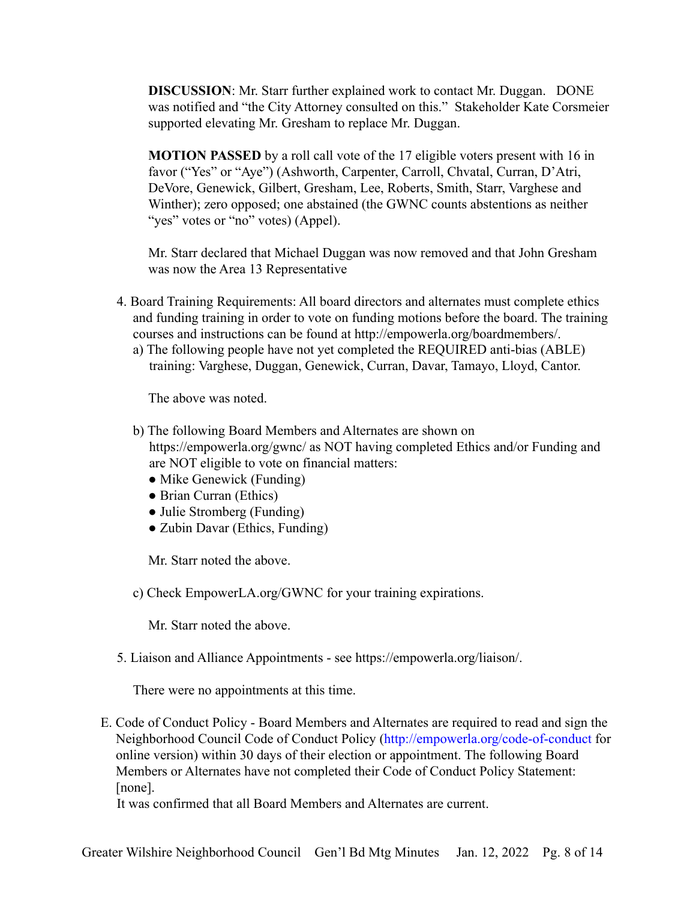**DISCUSSION**: Mr. Starr further explained work to contact Mr. Duggan. DONE was notified and "the City Attorney consulted on this." Stakeholder Kate Corsmeier supported elevating Mr. Gresham to replace Mr. Duggan.

**MOTION PASSED** by a roll call vote of the 17 eligible voters present with 16 in favor ("Yes" or "Aye") (Ashworth, Carpenter, Carroll, Chvatal, Curran, D'Atri, DeVore, Genewick, Gilbert, Gresham, Lee, Roberts, Smith, Starr, Varghese and Winther); zero opposed; one abstained (the GWNC counts abstentions as neither "yes" votes or "no" votes) (Appel).

Mr. Starr declared that Michael Duggan was now removed and that John Gresham was now the Area 13 Representative

4. Board Training Requirements: All board directors and alternates must complete ethics and funding training in order to vote on funding motions before the board. The training courses and instructions can be found at http://empowerla.org/boardmembers/.
   a) The following people have not yet completed the REQUIRED anti-bias (ABLE) training: Varghese, Duggan, Genewick, Curran, Davar, Tamayo, Lloyd, Cantor.

      The above was noted.

   b) The following Board Members and Alternates are shown on https://empowerla.org/gwnc/ as NOT having completed Ethics and/or Funding and are NOT eligible to vote on financial matters:
      - Mike Genewick (Funding)
      - Brian Curran (Ethics)
      - Julie Stromberg (Funding)
      - Zubin Davar (Ethics, Funding)

      Mr. Starr noted the above.

   c) Check EmpowerLA.org/GWNC for your training expirations.

      Mr. Starr noted the above.

5. Liaison and Alliance Appointments - see https://empowerla.org/liaison/.

   There were no appointments at this time.

E. Code of Conduct Policy - Board Members and Alternates are required to read and sign the Neighborhood Council Code of Conduct Policy (http://empowerla.org/code-of-conduct for online version) within 30 days of their election or appointment. The following Board Members or Alternates have not completed their Code of Conduct Policy Statement: [none].
It was confirmed that all Board Members and Alternates are current.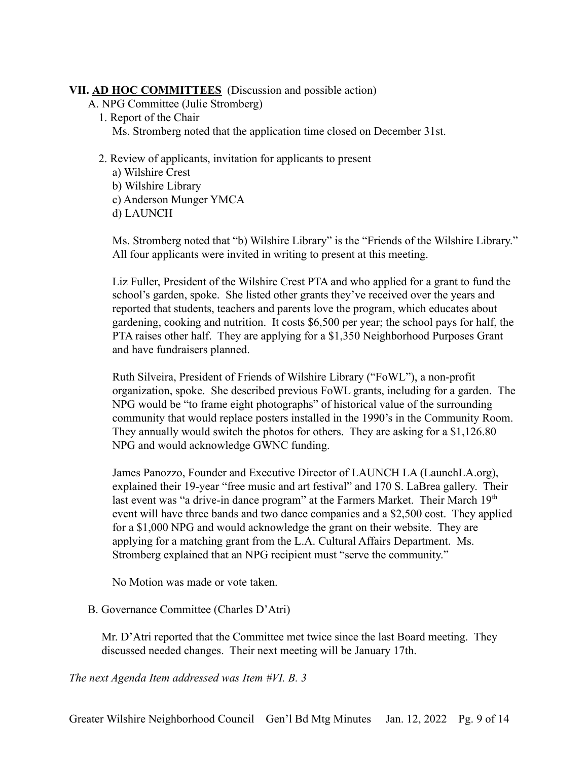## VII. **AD HOC COMMITTEES** (Discussion and possible action)

A. NPG Committee (Julie Stromberg)

1. Report of the Chair

   Ms. Stromberg noted that the application time closed on December 31st.

2. Review of applicants, invitation for applicants to present

   a) Wilshire Crest
   b) Wilshire Library
   c) Anderson Munger YMCA
   d) LAUNCH

   Ms. Stromberg noted that "b) Wilshire Library" is the "Friends of the Wilshire Library." All four applicants were invited in writing to present at this meeting.

   Liz Fuller, President of the Wilshire Crest PTA and who applied for a grant to fund the school's garden, spoke. She listed other grants they've received over the years and reported that students, teachers and parents love the program, which educates about gardening, cooking and nutrition. It costs $6,500 per year; the school pays for half, the PTA raises other half. They are applying for a $1,350 Neighborhood Purposes Grant and have fundraisers planned.

   Ruth Silveira, President of Friends of Wilshire Library ("FoWL"), a non-profit organization, spoke. She described previous FoWL grants, including for a garden. The NPG would be "to frame eight photographs" of historical value of the surrounding community that would replace posters installed in the 1990's in the Community Room. They annually would switch the photos for others. They are asking for a $1,126.80 NPG and would acknowledge GWNC funding.

   James Panozzo, Founder and Executive Director of LAUNCH LA (LaunchLA.org), explained their 19-year "free music and art festival" and 170 S. LaBrea gallery. Their last event was "a drive-in dance program" at the Farmers Market. Their March 19th event will have three bands and two dance companies and a $2,500 cost. They applied for a $1,000 NPG and would acknowledge the grant on their website. They are applying for a matching grant from the L.A. Cultural Affairs Department. Ms. Stromberg explained that an NPG recipient must "serve the community."

   No Motion was made or vote taken.

B. Governance Committee (Charles D'Atri)

   Mr. D'Atri reported that the Committee met twice since the last Board meeting. They discussed needed changes. Their next meeting will be January 17th.

*The next Agenda Item addressed was Item #VI. B. 3*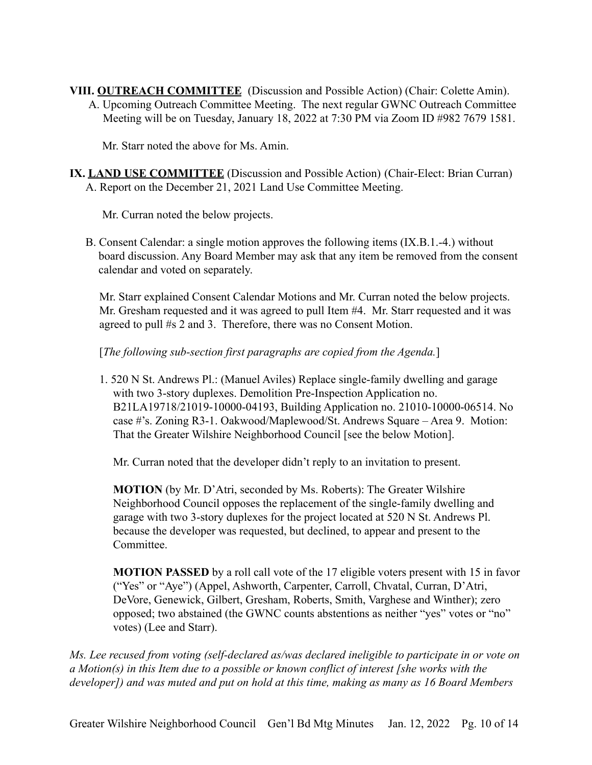**VIII. <u>OUTREACH COMMITTEE</u>** (Discussion and Possible Action) (Chair: Colette Amin).

A. Upcoming Outreach Committee Meeting. The next regular GWNC Outreach Committee Meeting will be on Tuesday, January 18, 2022 at 7:30 PM via Zoom ID #982 7679 1581.

Mr. Starr noted the above for Ms. Amin.

**IX. <u>LAND USE COMMITTEE</u>** (Discussion and Possible Action) (Chair-Elect: Brian Curran)

A. Report on the December 21, 2021 Land Use Committee Meeting.

Mr. Curran noted the below projects.

B. Consent Calendar: a single motion approves the following items (IX.B.1.-4.) without board discussion. Any Board Member may ask that any item be removed from the consent calendar and voted on separately.

Mr. Starr explained Consent Calendar Motions and Mr. Curran noted the below projects. Mr. Gresham requested and it was agreed to pull Item #4. Mr. Starr requested and it was agreed to pull #s 2 and 3. Therefore, there was no Consent Motion.

[*The following sub-section first paragraphs are copied from the Agenda.*]

1. 520 N St. Andrews Pl.: (Manuel Aviles) Replace single-family dwelling and garage with two 3-story duplexes. Demolition Pre-Inspection Application no. B21LA19718/21019-10000-04193, Building Application no. 21010-10000-06514. No case #'s. Zoning R3-1. Oakwood/Maplewood/St. Andrews Square – Area 9. Motion: That the Greater Wilshire Neighborhood Council [see the below Motion].

   Mr. Curran noted that the developer didn't reply to an invitation to present.

   **MOTION** (by Mr. D'Atri, seconded by Ms. Roberts): The Greater Wilshire Neighborhood Council opposes the replacement of the single-family dwelling and garage with two 3-story duplexes for the project located at 520 N St. Andrews Pl. because the developer was requested, but declined, to appear and present to the Committee.

   **MOTION PASSED** by a roll call vote of the 17 eligible voters present with 15 in favor ("Yes" or "Aye") (Appel, Ashworth, Carpenter, Carroll, Chvatal, Curran, D'Atri, DeVore, Genewick, Gilbert, Gresham, Roberts, Smith, Varghese and Winther); zero opposed; two abstained (the GWNC counts abstentions as neither "yes" votes or "no" votes) (Lee and Starr).

*Ms. Lee recused from voting (self-declared as/was declared ineligible to participate in or vote on a Motion(s) in this Item due to a possible or known conflict of interest [she works with the developer]) and was muted and put on hold at this time, making as many as 16 Board Members*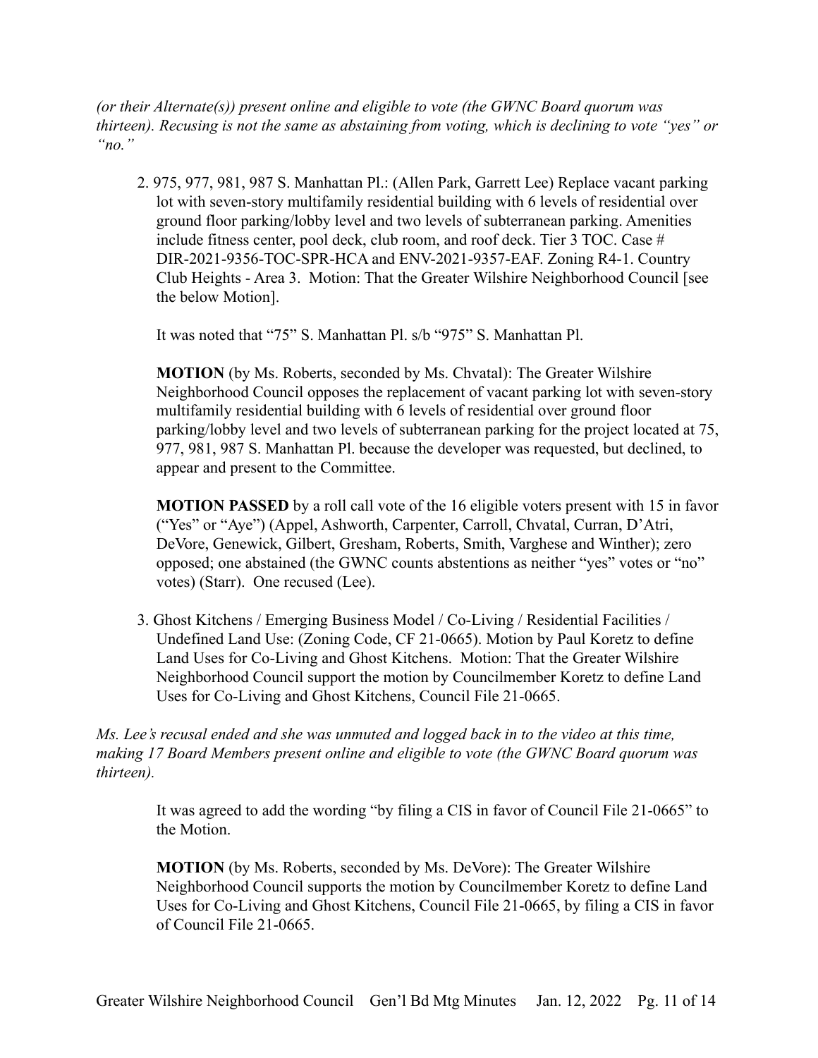*(or their Alternate(s)) present online and eligible to vote (the GWNC Board quorum was thirteen). Recusing is not the same as abstaining from voting, which is declining to vote "yes" or "no."*

2. 975, 977, 981, 987 S. Manhattan Pl.: (Allen Park, Garrett Lee) Replace vacant parking lot with seven-story multifamily residential building with 6 levels of residential over ground floor parking/lobby level and two levels of subterranean parking. Amenities include fitness center, pool deck, club room, and roof deck. Tier 3 TOC. Case # DIR-2021-9356-TOC-SPR-HCA and ENV-2021-9357-EAF. Zoning R4-1. Country Club Heights - Area 3. Motion: That the Greater Wilshire Neighborhood Council [see the below Motion].

   It was noted that "75" S. Manhattan Pl. s/b "975" S. Manhattan Pl.

   **MOTION** (by Ms. Roberts, seconded by Ms. Chvatal): The Greater Wilshire Neighborhood Council opposes the replacement of vacant parking lot with seven-story multifamily residential building with 6 levels of residential over ground floor parking/lobby level and two levels of subterranean parking for the project located at 75, 977, 981, 987 S. Manhattan Pl. because the developer was requested, but declined, to appear and present to the Committee.

   **MOTION PASSED** by a roll call vote of the 16 eligible voters present with 15 in favor ("Yes" or "Aye") (Appel, Ashworth, Carpenter, Carroll, Chvatal, Curran, D'Atri, DeVore, Genewick, Gilbert, Gresham, Roberts, Smith, Varghese and Winther); zero opposed; one abstained (the GWNC counts abstentions as neither "yes" votes or "no" votes) (Starr). One recused (Lee).

3. Ghost Kitchens / Emerging Business Model / Co-Living / Residential Facilities / Undefined Land Use: (Zoning Code, CF 21-0665). Motion by Paul Koretz to define Land Uses for Co-Living and Ghost Kitchens. Motion: That the Greater Wilshire Neighborhood Council support the motion by Councilmember Koretz to define Land Uses for Co-Living and Ghost Kitchens, Council File 21-0665.

*Ms. Lee's recusal ended and she was unmuted and logged back in to the video at this time, making 17 Board Members present online and eligible to vote (the GWNC Board quorum was thirteen).*

   It was agreed to add the wording "by filing a CIS in favor of Council File 21-0665" to the Motion.

   **MOTION** (by Ms. Roberts, seconded by Ms. DeVore): The Greater Wilshire Neighborhood Council supports the motion by Councilmember Koretz to define Land Uses for Co-Living and Ghost Kitchens, Council File 21-0665, by filing a CIS in favor of Council File 21-0665.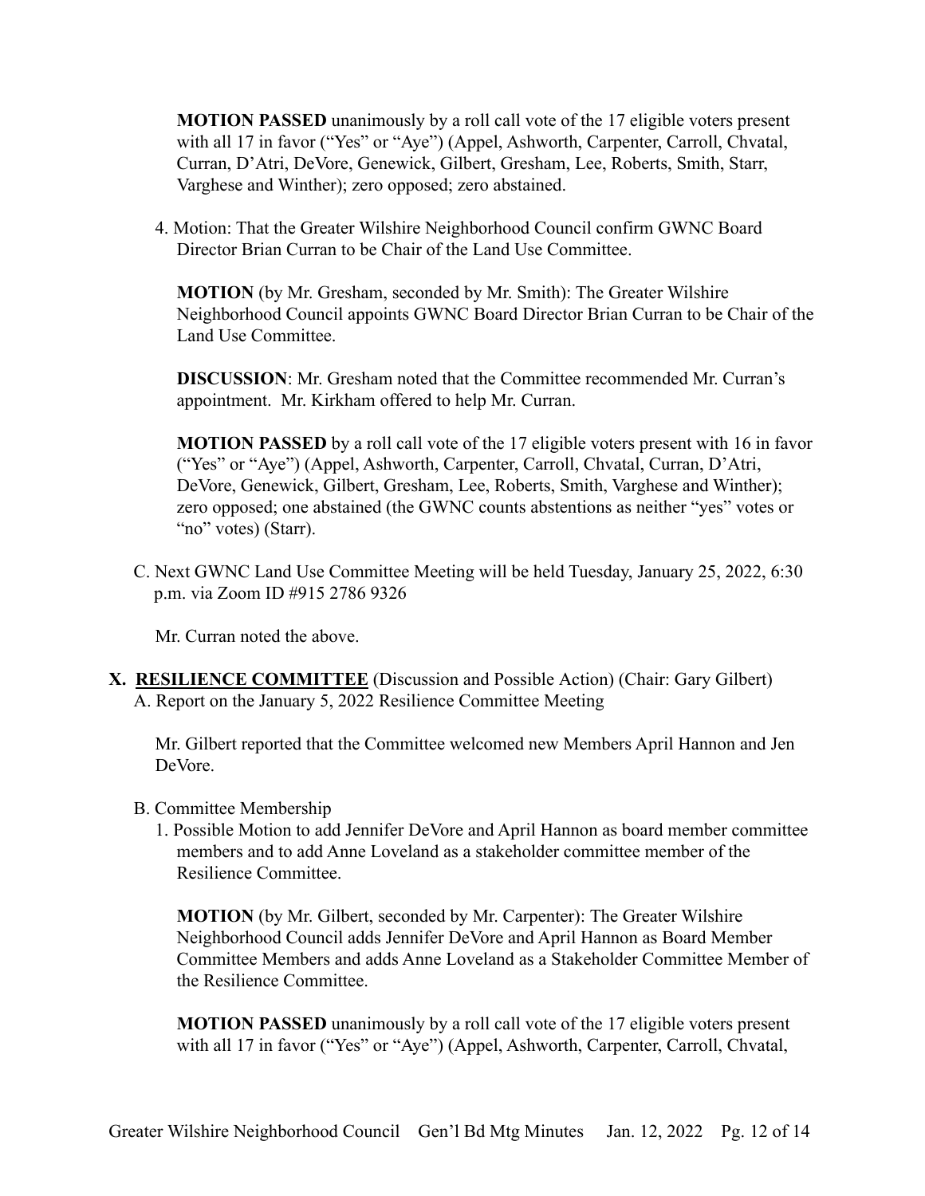**MOTION PASSED** unanimously by a roll call vote of the 17 eligible voters present with all 17 in favor ("Yes" or "Aye") (Appel, Ashworth, Carpenter, Carroll, Chvatal, Curran, D'Atri, DeVore, Genewick, Gilbert, Gresham, Lee, Roberts, Smith, Starr, Varghese and Winther); zero opposed; zero abstained.

4. Motion: That the Greater Wilshire Neighborhood Council confirm GWNC Board Director Brian Curran to be Chair of the Land Use Committee.

   **MOTION** (by Mr. Gresham, seconded by Mr. Smith): The Greater Wilshire Neighborhood Council appoints GWNC Board Director Brian Curran to be Chair of the Land Use Committee.

   **DISCUSSION**: Mr. Gresham noted that the Committee recommended Mr. Curran's appointment. Mr. Kirkham offered to help Mr. Curran.

   **MOTION PASSED** by a roll call vote of the 17 eligible voters present with 16 in favor ("Yes" or "Aye") (Appel, Ashworth, Carpenter, Carroll, Chvatal, Curran, D'Atri, DeVore, Genewick, Gilbert, Gresham, Lee, Roberts, Smith, Varghese and Winther); zero opposed; one abstained (the GWNC counts abstentions as neither "yes" votes or "no" votes) (Starr).

C. Next GWNC Land Use Committee Meeting will be held Tuesday, January 25, 2022, 6:30 p.m. via Zoom ID #915 2786 9326

   Mr. Curran noted the above.

## X. RESILIENCE COMMITTEE (Discussion and Possible Action) (Chair: Gary Gilbert)

A. Report on the January 5, 2022 Resilience Committee Meeting

   Mr. Gilbert reported that the Committee welcomed new Members April Hannon and Jen DeVore.

B. Committee Membership

1. Possible Motion to add Jennifer DeVore and April Hannon as board member committee members and to add Anne Loveland as a stakeholder committee member of the Resilience Committee.

   **MOTION** (by Mr. Gilbert, seconded by Mr. Carpenter): The Greater Wilshire Neighborhood Council adds Jennifer DeVore and April Hannon as Board Member Committee Members and adds Anne Loveland as a Stakeholder Committee Member of the Resilience Committee.

   **MOTION PASSED** unanimously by a roll call vote of the 17 eligible voters present with all 17 in favor ("Yes" or "Aye") (Appel, Ashworth, Carpenter, Carroll, Chvatal,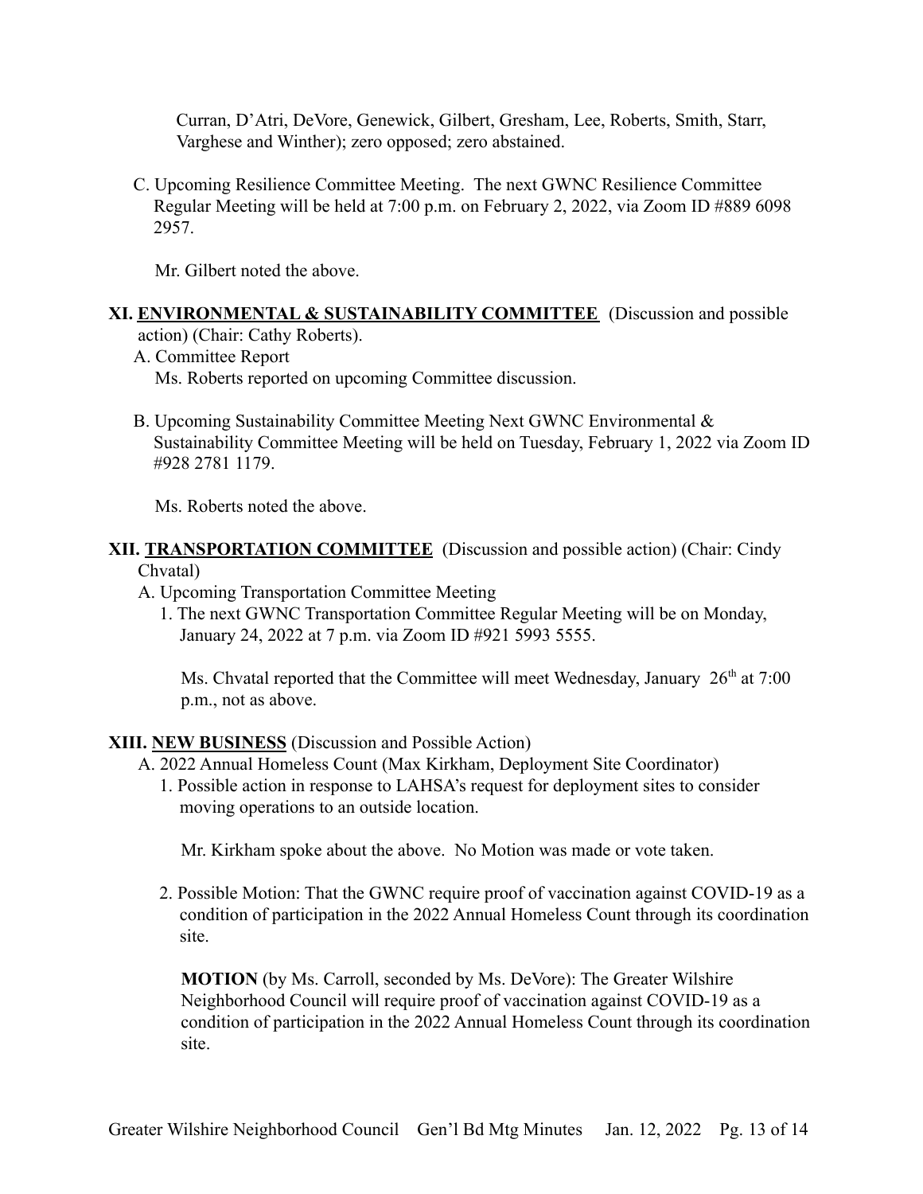Curran, D'Atri, DeVore, Genewick, Gilbert, Gresham, Lee, Roberts, Smith, Starr, Varghese and Winther); zero opposed; zero abstained.

C. Upcoming Resilience Committee Meeting. The next GWNC Resilience Committee Regular Meeting will be held at 7:00 p.m. on February 2, 2022, via Zoom ID #889 6098 2957.

Mr. Gilbert noted the above.

**XI. <u>ENVIRONMENTAL & SUSTAINABILITY COMMITTEE</u>** (Discussion and possible action) (Chair: Cathy Roberts).

A. Committee Report

Ms. Roberts reported on upcoming Committee discussion.

B. Upcoming Sustainability Committee Meeting Next GWNC Environmental & Sustainability Committee Meeting will be held on Tuesday, February 1, 2022 via Zoom ID #928 2781 1179.

Ms. Roberts noted the above.

**XII. <u>TRANSPORTATION COMMITTEE</u>** (Discussion and possible action) (Chair: Cindy Chvatal)

A. Upcoming Transportation Committee Meeting

1. The next GWNC Transportation Committee Regular Meeting will be on Monday, January 24, 2022 at 7 p.m. via Zoom ID #921 5993 5555.

Ms. Chvatal reported that the Committee will meet Wednesday, January 26th at 7:00 p.m., not as above.

**XIII. <u>NEW BUSINESS</u>** (Discussion and Possible Action)

A. 2022 Annual Homeless Count (Max Kirkham, Deployment Site Coordinator)

1. Possible action in response to LAHSA's request for deployment sites to consider moving operations to an outside location.

Mr. Kirkham spoke about the above. No Motion was made or vote taken.

2. Possible Motion: That the GWNC require proof of vaccination against COVID-19 as a condition of participation in the 2022 Annual Homeless Count through its coordination site.

**MOTION** (by Ms. Carroll, seconded by Ms. DeVore): The Greater Wilshire Neighborhood Council will require proof of vaccination against COVID-19 as a condition of participation in the 2022 Annual Homeless Count through its coordination site.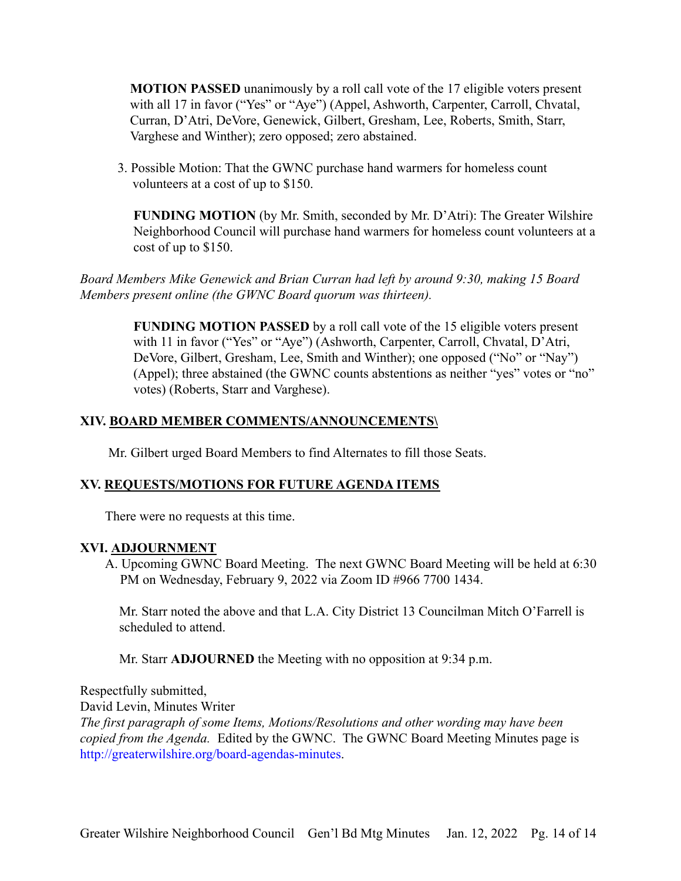**MOTION PASSED** unanimously by a roll call vote of the 17 eligible voters present with all 17 in favor ("Yes" or "Aye") (Appel, Ashworth, Carpenter, Carroll, Chvatal, Curran, D'Atri, DeVore, Genewick, Gilbert, Gresham, Lee, Roberts, Smith, Starr, Varghese and Winther); zero opposed; zero abstained.

3. Possible Motion: That the GWNC purchase hand warmers for homeless count volunteers at a cost of up to $150.

   **FUNDING MOTION** (by Mr. Smith, seconded by Mr. D'Atri): The Greater Wilshire Neighborhood Council will purchase hand warmers for homeless count volunteers at a cost of up to $150.

*Board Members Mike Genewick and Brian Curran had left by around 9:30, making 15 Board Members present online (the GWNC Board quorum was thirteen).*

**FUNDING MOTION PASSED** by a roll call vote of the 15 eligible voters present with 11 in favor ("Yes" or "Aye") (Ashworth, Carpenter, Carroll, Chvatal, D'Atri, DeVore, Gilbert, Gresham, Lee, Smith and Winther); one opposed ("No" or "Nay") (Appel); three abstained (the GWNC counts abstentions as neither "yes" votes or "no" votes) (Roberts, Starr and Varghese).

## XIV. BOARD MEMBER COMMENTS/ANNOUNCEMENTS\

Mr. Gilbert urged Board Members to find Alternates to fill those Seats.

## XV. REQUESTS/MOTIONS FOR FUTURE AGENDA ITEMS

There were no requests at this time.

## XVI. ADJOURNMENT

A. Upcoming GWNC Board Meeting. The next GWNC Board Meeting will be held at 6:30 PM on Wednesday, February 9, 2022 via Zoom ID #966 7700 1434.

Mr. Starr noted the above and that L.A. City District 13 Councilman Mitch O'Farrell is scheduled to attend.

Mr. Starr **ADJOURNED** the Meeting with no opposition at 9:34 p.m.

Respectfully submitted,
David Levin, Minutes Writer
*The first paragraph of some Items, Motions/Resolutions and other wording may have been copied from the Agenda.* Edited by the GWNC. The GWNC Board Meeting Minutes page is http://greaterwilshire.org/board-agendas-minutes.